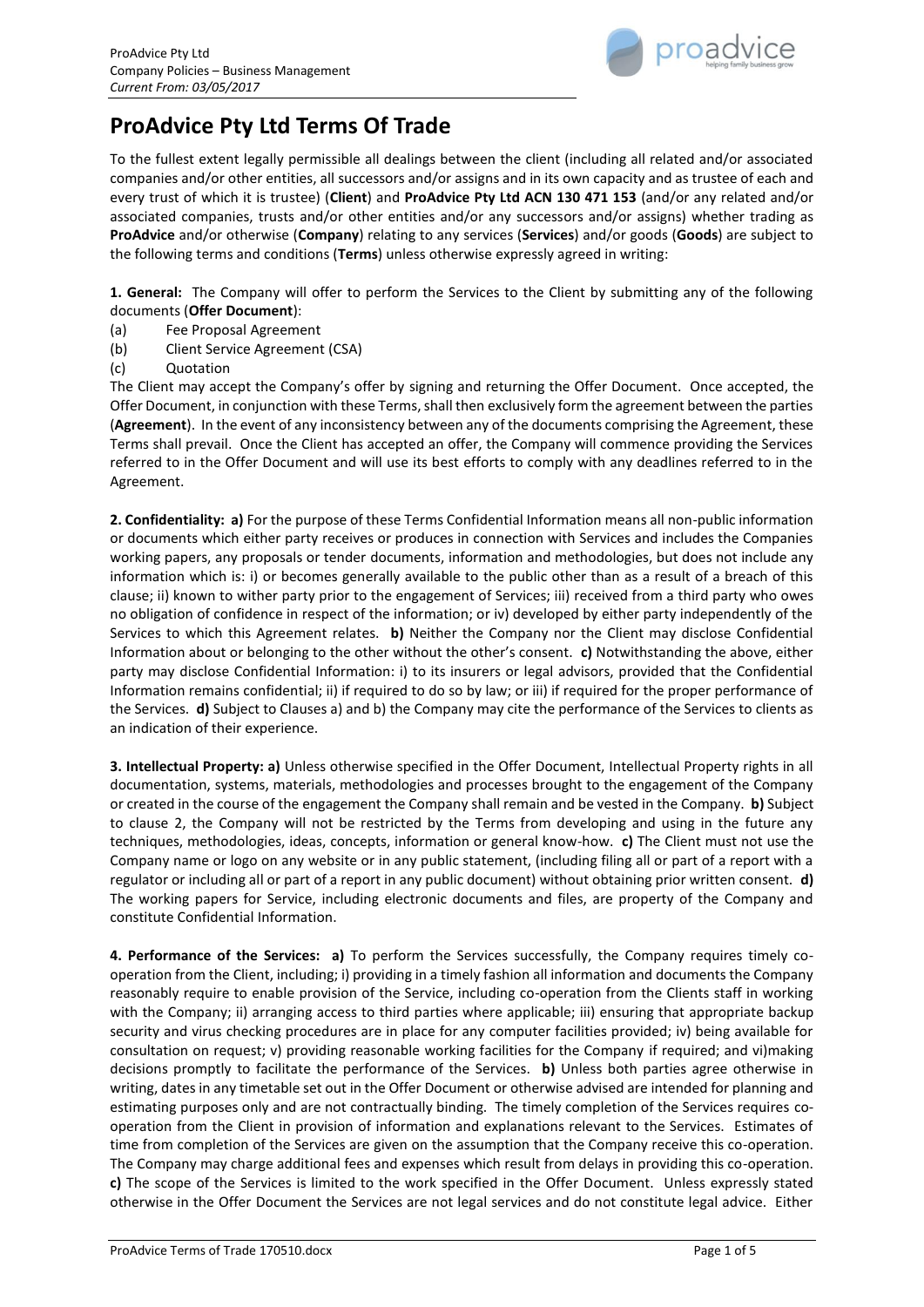# ProAdvice Pty Ltd Terms Of Trade

To the fullest extent legally permissible all dealings between the client (including all related and/or associated companies and/or other entities, all successors and/or assigns and in its own capacity and as trustee of each and every trust of which it is trustee) (**Client**) and **ProAdvice Pty Ltd ACN 130 471 153** (and/or any related and/or associated companies, trusts and/or other entities and/or any successors and/or assigns) whether trading as **ProAdvice** and/or otherwise (**Company**) relating to any services (**Services**) and/or goods (**Goods**) are subject to the following terms and conditions (**Terms**) unless otherwise expressly agreed in writing:

**1. General:** The Company will offer to perform the Services to the Client by submitting any of the following documents (**Offer Document**):

(a) Fee Proposal Agreement
(b) Client Service Agreement (CSA)
(c) Quotation

The Client may accept the Company's offer by signing and returning the Offer Document. Once accepted, the Offer Document, in conjunction with these Terms, shall then exclusively form the agreement between the parties (**Agreement**). In the event of any inconsistency between any of the documents comprising the Agreement, these Terms shall prevail. Once the Client has accepted an offer, the Company will commence providing the Services referred to in the Offer Document and will use its best efforts to comply with any deadlines referred to in the Agreement.

**2. Confidentiality: a)** For the purpose of these Terms Confidential Information means all non-public information or documents which either party receives or produces in connection with Services and includes the Companies working papers, any proposals or tender documents, information and methodologies, but does not include any information which is: i) or becomes generally available to the public other than as a result of a breach of this clause; ii) known to wither party prior to the engagement of Services; iii) received from a third party who owes no obligation of confidence in respect of the information; or iv) developed by either party independently of the Services to which this Agreement relates. **b)** Neither the Company nor the Client may disclose Confidential Information about or belonging to the other without the other's consent. **c)** Notwithstanding the above, either party may disclose Confidential Information: i) to its insurers or legal advisors, provided that the Confidential Information remains confidential; ii) if required to do so by law; or iii) if required for the proper performance of the Services. **d)** Subject to Clauses a) and b) the Company may cite the performance of the Services to clients as an indication of their experience.

**3. Intellectual Property: a)** Unless otherwise specified in the Offer Document, Intellectual Property rights in all documentation, systems, materials, methodologies and processes brought to the engagement of the Company or created in the course of the engagement the Company shall remain and be vested in the Company. **b)** Subject to clause 2, the Company will not be restricted by the Terms from developing and using in the future any techniques, methodologies, ideas, concepts, information or general know-how. **c)** The Client must not use the Company name or logo on any website or in any public statement, (including filing all or part of a report with a regulator or including all or part of a report in any public document) without obtaining prior written consent. **d)** The working papers for Service, including electronic documents and files, are property of the Company and constitute Confidential Information.

**4. Performance of the Services: a)** To perform the Services successfully, the Company requires timely co-operation from the Client, including; i) providing in a timely fashion all information and documents the Company reasonably require to enable provision of the Service, including co-operation from the Clients staff in working with the Company; ii) arranging access to third parties where applicable; iii) ensuring that appropriate backup security and virus checking procedures are in place for any computer facilities provided; iv) being available for consultation on request; v) providing reasonable working facilities for the Company if required; and vi)making decisions promptly to facilitate the performance of the Services. **b)** Unless both parties agree otherwise in writing, dates in any timetable set out in the Offer Document or otherwise advised are intended for planning and estimating purposes only and are not contractually binding. The timely completion of the Services requires co-operation from the Client in provision of information and explanations relevant to the Services. Estimates of time from completion of the Services are given on the assumption that the Company receive this co-operation. The Company may charge additional fees and expenses which result from delays in providing this co-operation. **c)** The scope of the Services is limited to the work specified in the Offer Document. Unless expressly stated otherwise in the Offer Document the Services are not legal services and do not constitute legal advice. Either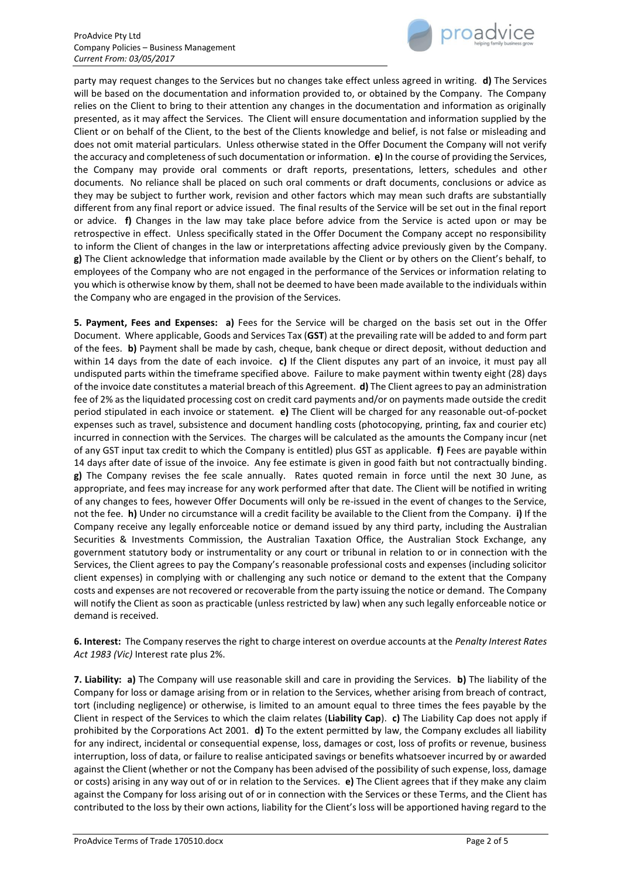party may request changes to the Services but no changes take effect unless agreed in writing. **d)** The Services will be based on the documentation and information provided to, or obtained by the Company. The Company relies on the Client to bring to their attention any changes in the documentation and information as originally presented, as it may affect the Services. The Client will ensure documentation and information supplied by the Client or on behalf of the Client, to the best of the Clients knowledge and belief, is not false or misleading and does not omit material particulars. Unless otherwise stated in the Offer Document the Company will not verify the accuracy and completeness of such documentation or information. **e)** In the course of providing the Services, the Company may provide oral comments or draft reports, presentations, letters, schedules and other documents. No reliance shall be placed on such oral comments or draft documents, conclusions or advice as they may be subject to further work, revision and other factors which may mean such drafts are substantially different from any final report or advice issued. The final results of the Service will be set out in the final report or advice. **f)** Changes in the law may take place before advice from the Service is acted upon or may be retrospective in effect. Unless specifically stated in the Offer Document the Company accept no responsibility to inform the Client of changes in the law or interpretations affecting advice previously given by the Company. **g)** The Client acknowledge that information made available by the Client or by others on the Client's behalf, to employees of the Company who are not engaged in the performance of the Services or information relating to you which is otherwise know by them, shall not be deemed to have been made available to the individuals within the Company who are engaged in the provision of the Services.

**5. Payment, Fees and Expenses:** **a)** Fees for the Service will be charged on the basis set out in the Offer Document. Where applicable, Goods and Services Tax (**GST**) at the prevailing rate will be added to and form part of the fees. **b)** Payment shall be made by cash, cheque, bank cheque or direct deposit, without deduction and within 14 days from the date of each invoice. **c)** If the Client disputes any part of an invoice, it must pay all undisputed parts within the timeframe specified above. Failure to make payment within twenty eight (28) days of the invoice date constitutes a material breach of this Agreement. **d)** The Client agrees to pay an administration fee of 2% as the liquidated processing cost on credit card payments and/or on payments made outside the credit period stipulated in each invoice or statement. **e)** The Client will be charged for any reasonable out-of-pocket expenses such as travel, subsistence and document handling costs (photocopying, printing, fax and courier etc) incurred in connection with the Services. The charges will be calculated as the amounts the Company incur (net of any GST input tax credit to which the Company is entitled) plus GST as applicable. **f)** Fees are payable within 14 days after date of issue of the invoice. Any fee estimate is given in good faith but not contractually binding. **g)** The Company revises the fee scale annually. Rates quoted remain in force until the next 30 June, as appropriate, and fees may increase for any work performed after that date. The Client will be notified in writing of any changes to fees, however Offer Documents will only be re-issued in the event of changes to the Service, not the fee. **h)** Under no circumstance will a credit facility be available to the Client from the Company. **i)** If the Company receive any legally enforceable notice or demand issued by any third party, including the Australian Securities & Investments Commission, the Australian Taxation Office, the Australian Stock Exchange, any government statutory body or instrumentality or any court or tribunal in relation to or in connection with the Services, the Client agrees to pay the Company's reasonable professional costs and expenses (including solicitor client expenses) in complying with or challenging any such notice or demand to the extent that the Company costs and expenses are not recovered or recoverable from the party issuing the notice or demand. The Company will notify the Client as soon as practicable (unless restricted by law) when any such legally enforceable notice or demand is received.

**6. Interest:** The Company reserves the right to charge interest on overdue accounts at the *Penalty Interest Rates Act 1983 (Vic)* Interest rate plus 2%.

**7. Liability:** **a)** The Company will use reasonable skill and care in providing the Services. **b)** The liability of the Company for loss or damage arising from or in relation to the Services, whether arising from breach of contract, tort (including negligence) or otherwise, is limited to an amount equal to three times the fees payable by the Client in respect of the Services to which the claim relates (**Liability Cap**). **c)** The Liability Cap does not apply if prohibited by the Corporations Act 2001. **d)** To the extent permitted by law, the Company excludes all liability for any indirect, incidental or consequential expense, loss, damages or cost, loss of profits or revenue, business interruption, loss of data, or failure to realise anticipated savings or benefits whatsoever incurred by or awarded against the Client (whether or not the Company has been advised of the possibility of such expense, loss, damage or costs) arising in any way out of or in relation to the Services. **e)** The Client agrees that if they make any claim against the Company for loss arising out of or in connection with the Services or these Terms, and the Client has contributed to the loss by their own actions, liability for the Client's loss will be apportioned having regard to the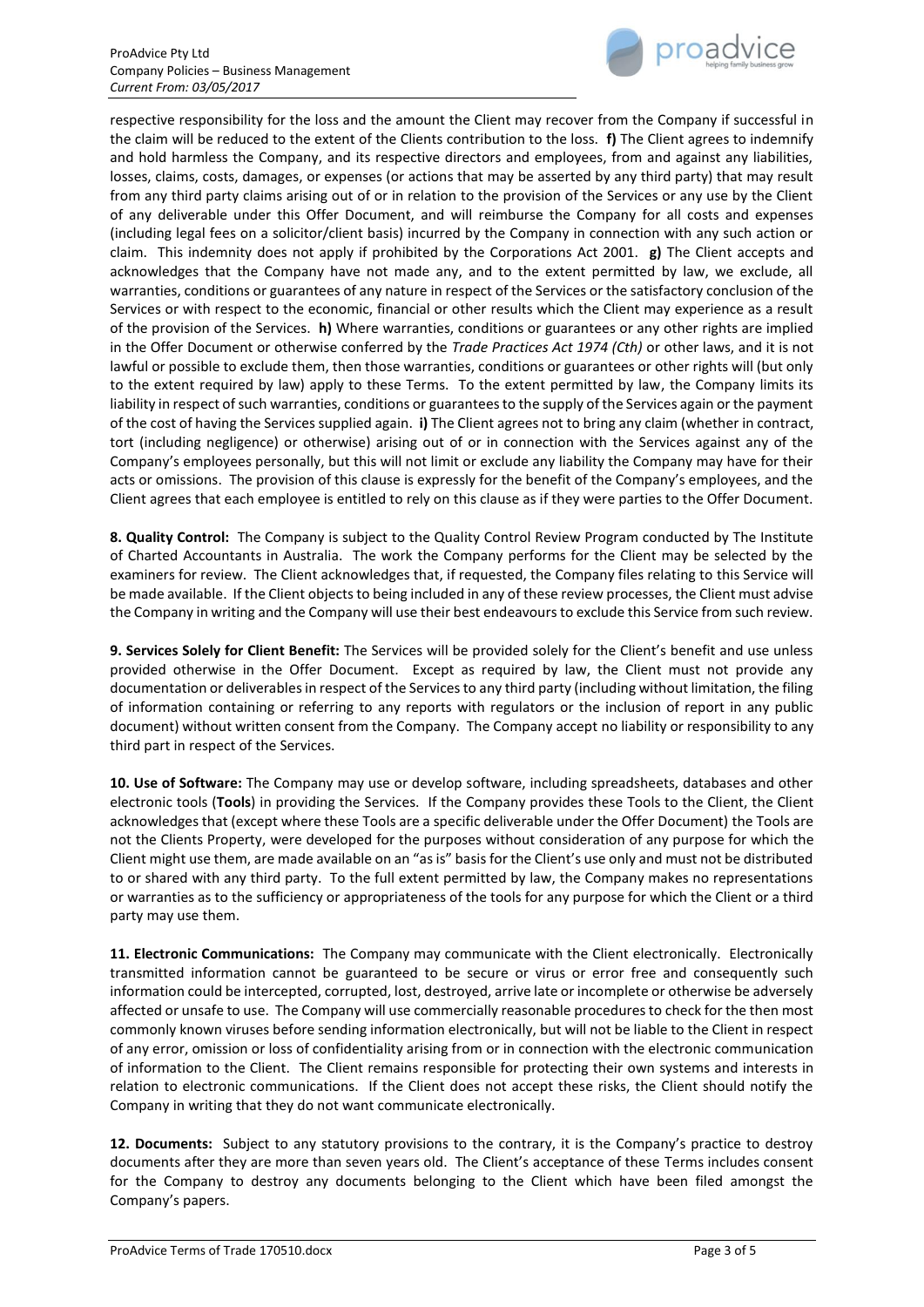respective responsibility for the loss and the amount the Client may recover from the Company if successful in the claim will be reduced to the extent of the Clients contribution to the loss. **f)** The Client agrees to indemnify and hold harmless the Company, and its respective directors and employees, from and against any liabilities, losses, claims, costs, damages, or expenses (or actions that may be asserted by any third party) that may result from any third party claims arising out of or in relation to the provision of the Services or any use by the Client of any deliverable under this Offer Document, and will reimburse the Company for all costs and expenses (including legal fees on a solicitor/client basis) incurred by the Company in connection with any such action or claim. This indemnity does not apply if prohibited by the Corporations Act 2001. **g)** The Client accepts and acknowledges that the Company have not made any, and to the extent permitted by law, we exclude, all warranties, conditions or guarantees of any nature in respect of the Services or the satisfactory conclusion of the Services or with respect to the economic, financial or other results which the Client may experience as a result of the provision of the Services. **h)** Where warranties, conditions or guarantees or any other rights are implied in the Offer Document or otherwise conferred by the *Trade Practices Act 1974 (Cth)* or other laws, and it is not lawful or possible to exclude them, then those warranties, conditions or guarantees or other rights will (but only to the extent required by law) apply to these Terms. To the extent permitted by law, the Company limits its liability in respect of such warranties, conditions or guarantees to the supply of the Services again or the payment of the cost of having the Services supplied again. **i)** The Client agrees not to bring any claim (whether in contract, tort (including negligence) or otherwise) arising out of or in connection with the Services against any of the Company's employees personally, but this will not limit or exclude any liability the Company may have for their acts or omissions. The provision of this clause is expressly for the benefit of the Company's employees, and the Client agrees that each employee is entitled to rely on this clause as if they were parties to the Offer Document.

**8. Quality Control:** The Company is subject to the Quality Control Review Program conducted by The Institute of Charted Accountants in Australia. The work the Company performs for the Client may be selected by the examiners for review. The Client acknowledges that, if requested, the Company files relating to this Service will be made available. If the Client objects to being included in any of these review processes, the Client must advise the Company in writing and the Company will use their best endeavours to exclude this Service from such review.

**9. Services Solely for Client Benefit:** The Services will be provided solely for the Client's benefit and use unless provided otherwise in the Offer Document. Except as required by law, the Client must not provide any documentation or deliverables in respect of the Services to any third party (including without limitation, the filing of information containing or referring to any reports with regulators or the inclusion of report in any public document) without written consent from the Company. The Company accept no liability or responsibility to any third part in respect of the Services.

**10. Use of Software:** The Company may use or develop software, including spreadsheets, databases and other electronic tools (**Tools**) in providing the Services. If the Company provides these Tools to the Client, the Client acknowledges that (except where these Tools are a specific deliverable under the Offer Document) the Tools are not the Clients Property, were developed for the purposes without consideration of any purpose for which the Client might use them, are made available on an "as is" basis for the Client's use only and must not be distributed to or shared with any third party. To the full extent permitted by law, the Company makes no representations or warranties as to the sufficiency or appropriateness of the tools for any purpose for which the Client or a third party may use them.

**11. Electronic Communications:** The Company may communicate with the Client electronically. Electronically transmitted information cannot be guaranteed to be secure or virus or error free and consequently such information could be intercepted, corrupted, lost, destroyed, arrive late or incomplete or otherwise be adversely affected or unsafe to use. The Company will use commercially reasonable procedures to check for the then most commonly known viruses before sending information electronically, but will not be liable to the Client in respect of any error, omission or loss of confidentiality arising from or in connection with the electronic communication of information to the Client. The Client remains responsible for protecting their own systems and interests in relation to electronic communications. If the Client does not accept these risks, the Client should notify the Company in writing that they do not want communicate electronically.

**12. Documents:** Subject to any statutory provisions to the contrary, it is the Company's practice to destroy documents after they are more than seven years old. The Client's acceptance of these Terms includes consent for the Company to destroy any documents belonging to the Client which have been filed amongst the Company's papers.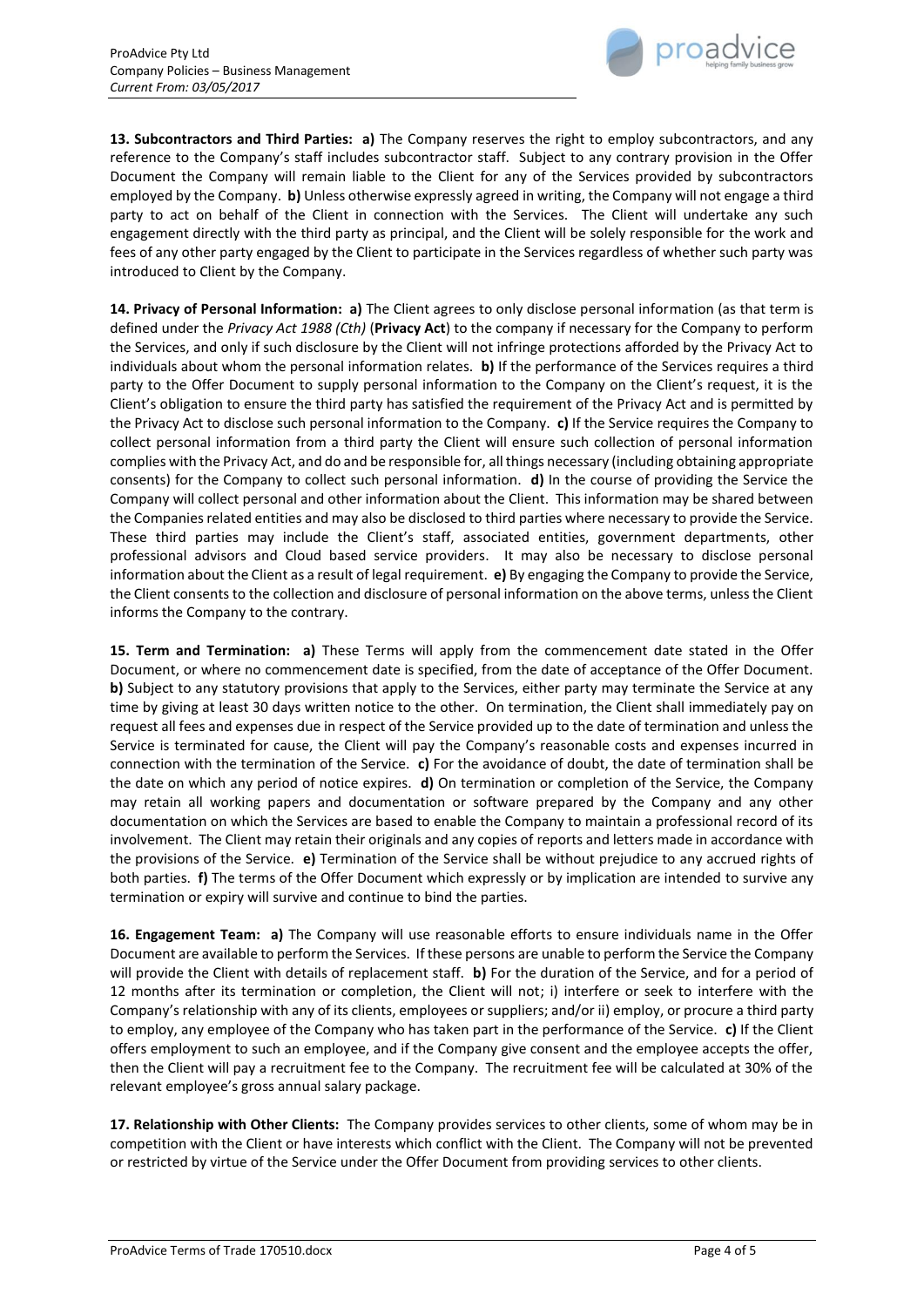**13. Subcontractors and Third Parties: a)** The Company reserves the right to employ subcontractors, and any reference to the Company's staff includes subcontractor staff. Subject to any contrary provision in the Offer Document the Company will remain liable to the Client for any of the Services provided by subcontractors employed by the Company. **b)** Unless otherwise expressly agreed in writing, the Company will not engage a third party to act on behalf of the Client in connection with the Services. The Client will undertake any such engagement directly with the third party as principal, and the Client will be solely responsible for the work and fees of any other party engaged by the Client to participate in the Services regardless of whether such party was introduced to Client by the Company.

**14. Privacy of Personal Information: a)** The Client agrees to only disclose personal information (as that term is defined under the *Privacy Act 1988 (Cth)* (**Privacy Act**) to the company if necessary for the Company to perform the Services, and only if such disclosure by the Client will not infringe protections afforded by the Privacy Act to individuals about whom the personal information relates. **b)** If the performance of the Services requires a third party to the Offer Document to supply personal information to the Company on the Client's request, it is the Client's obligation to ensure the third party has satisfied the requirement of the Privacy Act and is permitted by the Privacy Act to disclose such personal information to the Company. **c)** If the Service requires the Company to collect personal information from a third party the Client will ensure such collection of personal information complies with the Privacy Act, and do and be responsible for, all things necessary (including obtaining appropriate consents) for the Company to collect such personal information. **d)** In the course of providing the Service the Company will collect personal and other information about the Client. This information may be shared between the Companies related entities and may also be disclosed to third parties where necessary to provide the Service. These third parties may include the Client's staff, associated entities, government departments, other professional advisors and Cloud based service providers. It may also be necessary to disclose personal information about the Client as a result of legal requirement. **e)** By engaging the Company to provide the Service, the Client consents to the collection and disclosure of personal information on the above terms, unless the Client informs the Company to the contrary.

**15. Term and Termination: a)** These Terms will apply from the commencement date stated in the Offer Document, or where no commencement date is specified, from the date of acceptance of the Offer Document. **b)** Subject to any statutory provisions that apply to the Services, either party may terminate the Service at any time by giving at least 30 days written notice to the other. On termination, the Client shall immediately pay on request all fees and expenses due in respect of the Service provided up to the date of termination and unless the Service is terminated for cause, the Client will pay the Company's reasonable costs and expenses incurred in connection with the termination of the Service. **c)** For the avoidance of doubt, the date of termination shall be the date on which any period of notice expires. **d)** On termination or completion of the Service, the Company may retain all working papers and documentation or software prepared by the Company and any other documentation on which the Services are based to enable the Company to maintain a professional record of its involvement. The Client may retain their originals and any copies of reports and letters made in accordance with the provisions of the Service. **e)** Termination of the Service shall be without prejudice to any accrued rights of both parties. **f)** The terms of the Offer Document which expressly or by implication are intended to survive any termination or expiry will survive and continue to bind the parties.

**16. Engagement Team: a)** The Company will use reasonable efforts to ensure individuals name in the Offer Document are available to perform the Services. If these persons are unable to perform the Service the Company will provide the Client with details of replacement staff. **b)** For the duration of the Service, and for a period of 12 months after its termination or completion, the Client will not; i) interfere or seek to interfere with the Company's relationship with any of its clients, employees or suppliers; and/or ii) employ, or procure a third party to employ, any employee of the Company who has taken part in the performance of the Service. **c)** If the Client offers employment to such an employee, and if the Company give consent and the employee accepts the offer, then the Client will pay a recruitment fee to the Company. The recruitment fee will be calculated at 30% of the relevant employee's gross annual salary package.

**17. Relationship with Other Clients:** The Company provides services to other clients, some of whom may be in competition with the Client or have interests which conflict with the Client. The Company will not be prevented or restricted by virtue of the Service under the Offer Document from providing services to other clients.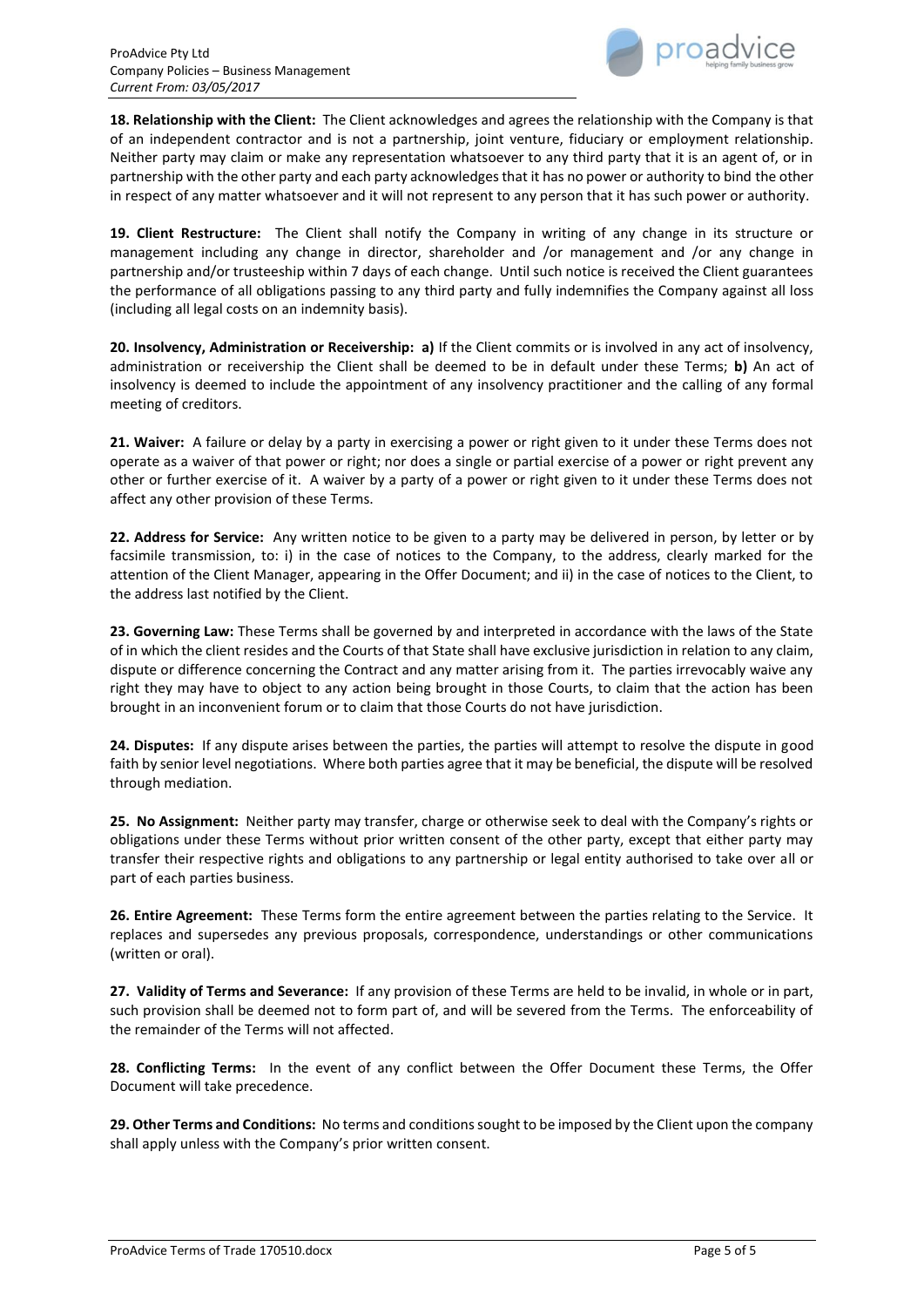**18. Relationship with the Client:** The Client acknowledges and agrees the relationship with the Company is that of an independent contractor and is not a partnership, joint venture, fiduciary or employment relationship. Neither party may claim or make any representation whatsoever to any third party that it is an agent of, or in partnership with the other party and each party acknowledges that it has no power or authority to bind the other in respect of any matter whatsoever and it will not represent to any person that it has such power or authority.

**19. Client Restructure:** The Client shall notify the Company in writing of any change in its structure or management including any change in director, shareholder and /or management and /or any change in partnership and/or trusteeship within 7 days of each change. Until such notice is received the Client guarantees the performance of all obligations passing to any third party and fully indemnifies the Company against all loss (including all legal costs on an indemnity basis).

**20. Insolvency, Administration or Receivership:** **a)** If the Client commits or is involved in any act of insolvency, administration or receivership the Client shall be deemed to be in default under these Terms; **b)** An act of insolvency is deemed to include the appointment of any insolvency practitioner and the calling of any formal meeting of creditors.

**21. Waiver:** A failure or delay by a party in exercising a power or right given to it under these Terms does not operate as a waiver of that power or right; nor does a single or partial exercise of a power or right prevent any other or further exercise of it. A waiver by a party of a power or right given to it under these Terms does not affect any other provision of these Terms.

**22. Address for Service:** Any written notice to be given to a party may be delivered in person, by letter or by facsimile transmission, to: i) in the case of notices to the Company, to the address, clearly marked for the attention of the Client Manager, appearing in the Offer Document; and ii) in the case of notices to the Client, to the address last notified by the Client.

**23. Governing Law:** These Terms shall be governed by and interpreted in accordance with the laws of the State of in which the client resides and the Courts of that State shall have exclusive jurisdiction in relation to any claim, dispute or difference concerning the Contract and any matter arising from it. The parties irrevocably waive any right they may have to object to any action being brought in those Courts, to claim that the action has been brought in an inconvenient forum or to claim that those Courts do not have jurisdiction.

**24. Disputes:** If any dispute arises between the parties, the parties will attempt to resolve the dispute in good faith by senior level negotiations. Where both parties agree that it may be beneficial, the dispute will be resolved through mediation.

**25. No Assignment:** Neither party may transfer, charge or otherwise seek to deal with the Company's rights or obligations under these Terms without prior written consent of the other party, except that either party may transfer their respective rights and obligations to any partnership or legal entity authorised to take over all or part of each parties business.

**26. Entire Agreement:** These Terms form the entire agreement between the parties relating to the Service. It replaces and supersedes any previous proposals, correspondence, understandings or other communications (written or oral).

**27. Validity of Terms and Severance:** If any provision of these Terms are held to be invalid, in whole or in part, such provision shall be deemed not to form part of, and will be severed from the Terms. The enforceability of the remainder of the Terms will not affected.

**28. Conflicting Terms:** In the event of any conflict between the Offer Document these Terms, the Offer Document will take precedence.

**29. Other Terms and Conditions:** No terms and conditions sought to be imposed by the Client upon the company shall apply unless with the Company's prior written consent.